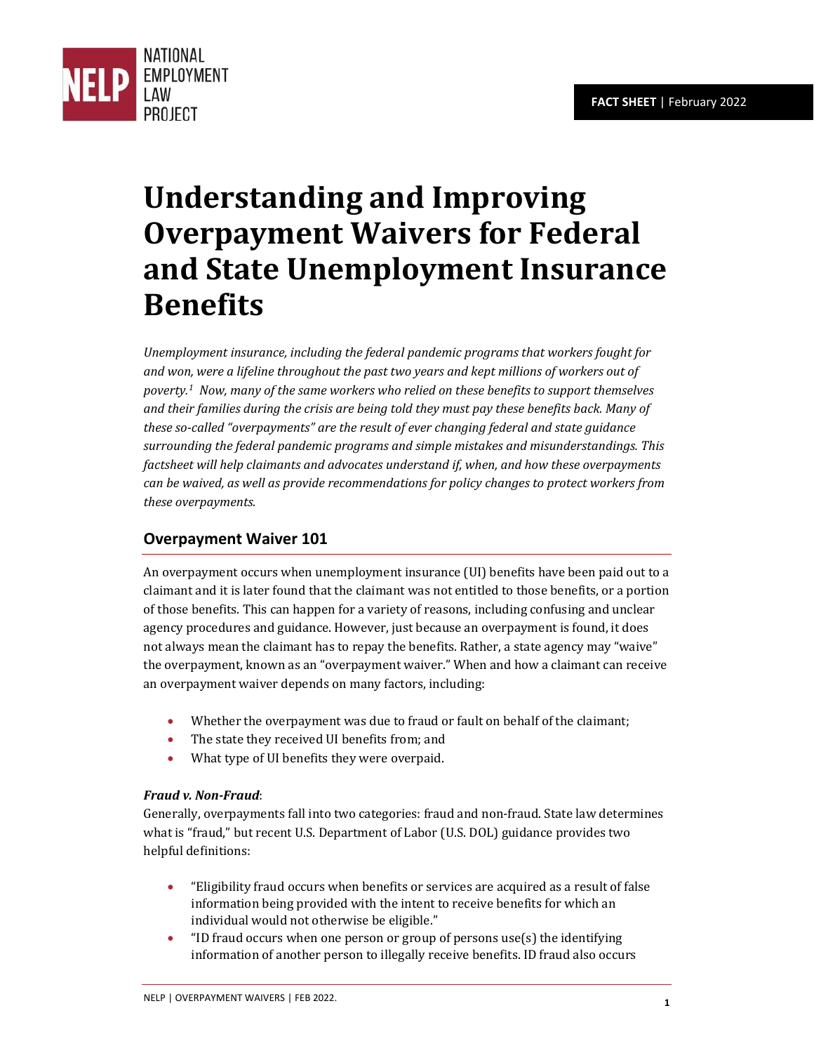NATIONAL EMPLOYMENT LAW PROJECT

**FACT SHEET** | February 2022

# Understanding and Improving Overpayment Waivers for Federal and State Unemployment Insurance Benefits

*Unemployment insurance, including the federal pandemic programs that workers fought for and won, were a lifeline throughout the past two years and kept millions of workers out of poverty.*[1] *Now, many of the same workers who relied on these benefits to support themselves and their families during the crisis are being told they must pay these benefits back. Many of these so-called "overpayments" are the result of ever changing federal and state guidance surrounding the federal pandemic programs and simple mistakes and misunderstandings. This factsheet will help claimants and advocates understand if, when, and how these overpayments can be waived, as well as provide recommendations for policy changes to protect workers from these overpayments.*

## Overpayment Waiver 101

An overpayment occurs when unemployment insurance (UI) benefits have been paid out to a claimant and it is later found that the claimant was not entitled to those benefits, or a portion of those benefits. This can happen for a variety of reasons, including confusing and unclear agency procedures and guidance. However, just because an overpayment is found, it does not always mean the claimant has to repay the benefits. Rather, a state agency may "waive" the overpayment, known as an "overpayment waiver." When and how a claimant can receive an overpayment waiver depends on many factors, including:

- Whether the overpayment was due to fraud or fault on behalf of the claimant;
- The state they received UI benefits from; and
- What type of UI benefits they were overpaid.

***Fraud v. Non-Fraud***:

Generally, overpayments fall into two categories: fraud and non-fraud. State law determines what is "fraud," but recent U.S. Department of Labor (U.S. DOL) guidance provides two helpful definitions:

- "Eligibility fraud occurs when benefits or services are acquired as a result of false information being provided with the intent to receive benefits for which an individual would not otherwise be eligible."
- "ID fraud occurs when one person or group of persons use(s) the identifying information of another person to illegally receive benefits. ID fraud also occurs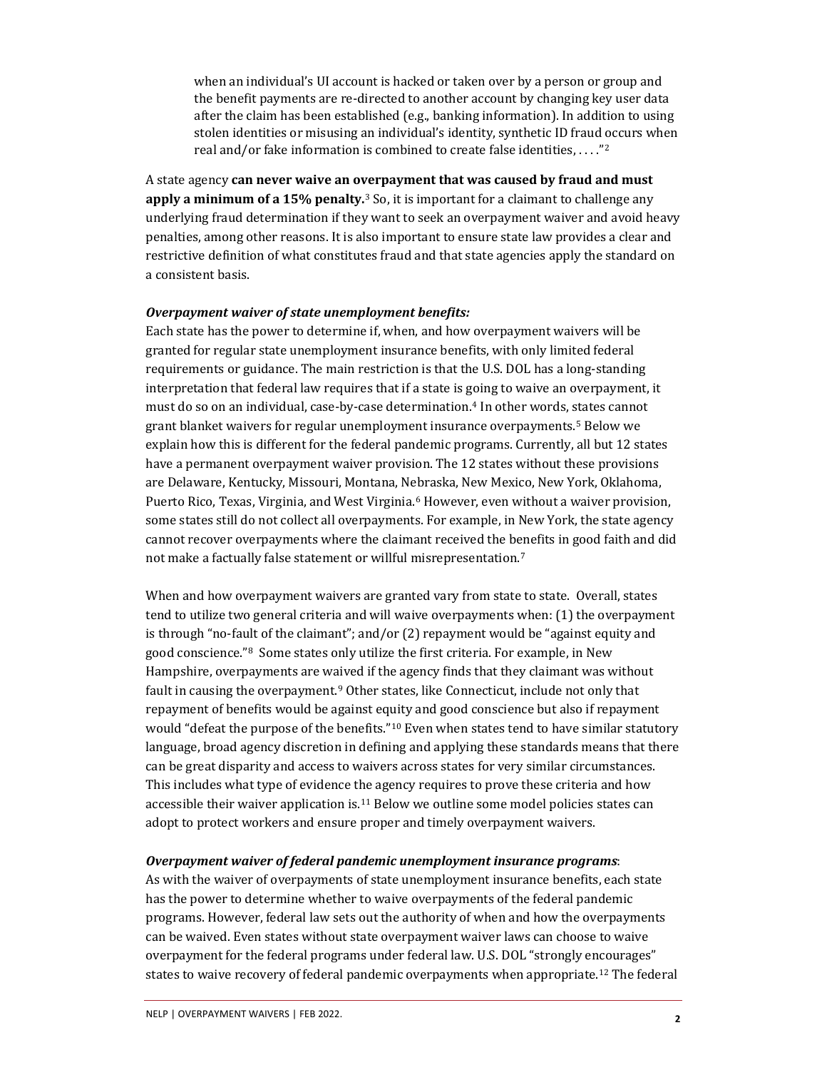> when an individual's UI account is hacked or taken over by a person or group and the benefit payments are re-directed to another account by changing key user data after the claim has been established (e.g., banking information). In addition to using stolen identities or misusing an individual's identity, synthetic ID fraud occurs when real and/or fake information is combined to create false identities, . . . ."[2]

A state agency **can never waive an overpayment that was caused by fraud and must apply a minimum of a 15% penalty.**[3] So, it is important for a claimant to challenge any underlying fraud determination if they want to seek an overpayment waiver and avoid heavy penalties, among other reasons. It is also important to ensure state law provides a clear and restrictive definition of what constitutes fraud and that state agencies apply the standard on a consistent basis.

***Overpayment waiver of state unemployment benefits:***

Each state has the power to determine if, when, and how overpayment waivers will be granted for regular state unemployment insurance benefits, with only limited federal requirements or guidance. The main restriction is that the U.S. DOL has a long-standing interpretation that federal law requires that if a state is going to waive an overpayment, it must do so on an individual, case-by-case determination.[4] In other words, states cannot grant blanket waivers for regular unemployment insurance overpayments.[5] Below we explain how this is different for the federal pandemic programs. Currently, all but 12 states have a permanent overpayment waiver provision. The 12 states without these provisions are Delaware, Kentucky, Missouri, Montana, Nebraska, New Mexico, New York, Oklahoma, Puerto Rico, Texas, Virginia, and West Virginia.[6] However, even without a waiver provision, some states still do not collect all overpayments. For example, in New York, the state agency cannot recover overpayments where the claimant received the benefits in good faith and did not make a factually false statement or willful misrepresentation.[7]

When and how overpayment waivers are granted vary from state to state. Overall, states tend to utilize two general criteria and will waive overpayments when: (1) the overpayment is through "no-fault of the claimant"; and/or (2) repayment would be "against equity and good conscience."[8] Some states only utilize the first criteria. For example, in New Hampshire, overpayments are waived if the agency finds that they claimant was without fault in causing the overpayment.[9] Other states, like Connecticut, include not only that repayment of benefits would be against equity and good conscience but also if repayment would "defeat the purpose of the benefits."[10] Even when states tend to have similar statutory language, broad agency discretion in defining and applying these standards means that there can be great disparity and access to waivers across states for very similar circumstances. This includes what type of evidence the agency requires to prove these criteria and how accessible their waiver application is.[11] Below we outline some model policies states can adopt to protect workers and ensure proper and timely overpayment waivers.

***Overpayment waiver of federal pandemic unemployment insurance programs***:

As with the waiver of overpayments of state unemployment insurance benefits, each state has the power to determine whether to waive overpayments of the federal pandemic programs. However, federal law sets out the authority of when and how the overpayments can be waived. Even states without state overpayment waiver laws can choose to waive overpayment for the federal programs under federal law. U.S. DOL "strongly encourages" states to waive recovery of federal pandemic overpayments when appropriate.[12] The federal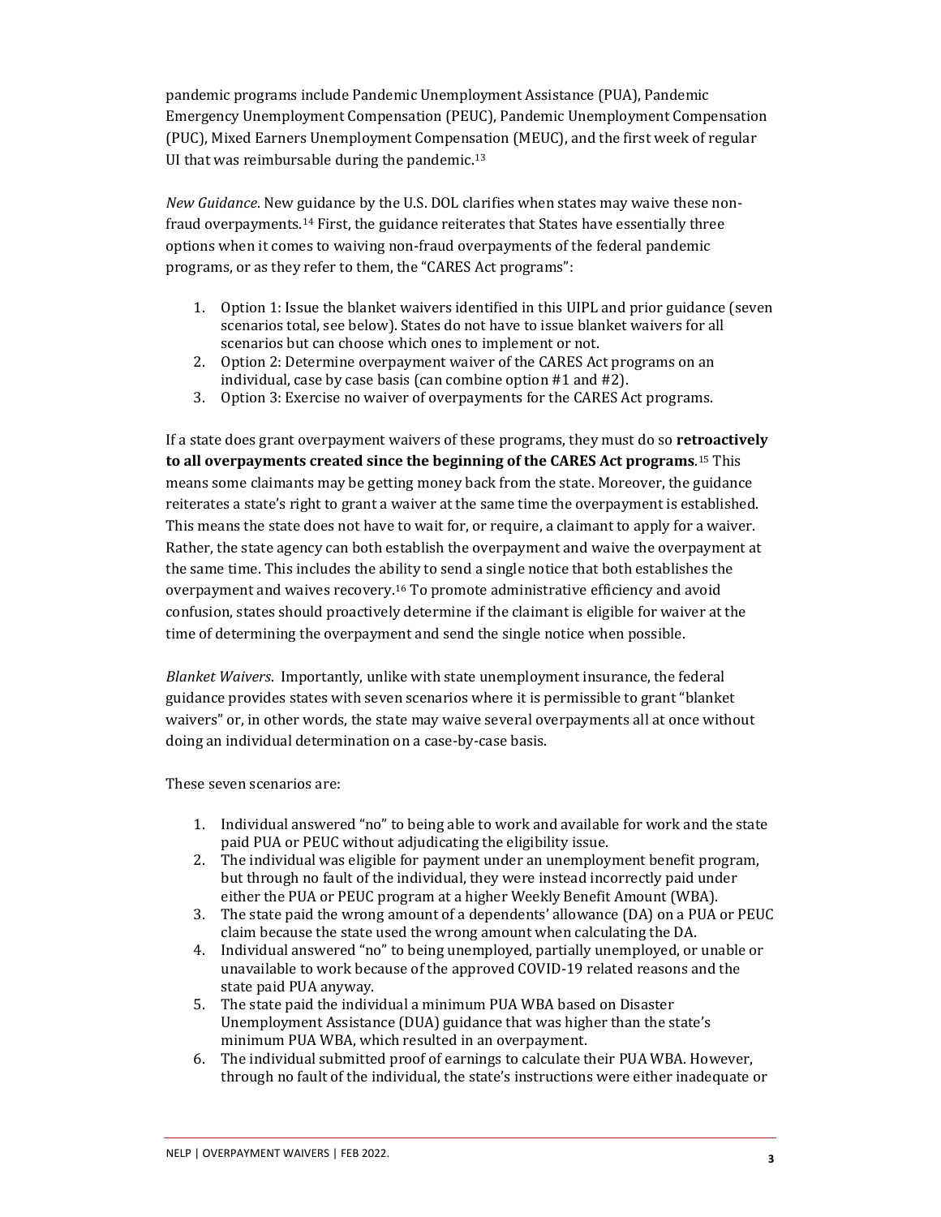pandemic programs include Pandemic Unemployment Assistance (PUA), Pandemic Emergency Unemployment Compensation (PEUC), Pandemic Unemployment Compensation (PUC), Mixed Earners Unemployment Compensation (MEUC), and the first week of regular UI that was reimbursable during the pandemic.[13]

*New Guidance*. New guidance by the U.S. DOL clarifies when states may waive these non-fraud overpayments.[14] First, the guidance reiterates that States have essentially three options when it comes to waiving non-fraud overpayments of the federal pandemic programs, or as they refer to them, the "CARES Act programs":

1. Option 1: Issue the blanket waivers identified in this UIPL and prior guidance (seven scenarios total, see below). States do not have to issue blanket waivers for all scenarios but can choose which ones to implement or not.
2. Option 2: Determine overpayment waiver of the CARES Act programs on an individual, case by case basis (can combine option #1 and #2).
3. Option 3: Exercise no waiver of overpayments for the CARES Act programs.

If a state does grant overpayment waivers of these programs, they must do so **retroactively to all overpayments created since the beginning of the CARES Act programs**.[15] This means some claimants may be getting money back from the state. Moreover, the guidance reiterates a state's right to grant a waiver at the same time the overpayment is established. This means the state does not have to wait for, or require, a claimant to apply for a waiver. Rather, the state agency can both establish the overpayment and waive the overpayment at the same time. This includes the ability to send a single notice that both establishes the overpayment and waives recovery.[16] To promote administrative efficiency and avoid confusion, states should proactively determine if the claimant is eligible for waiver at the time of determining the overpayment and send the single notice when possible.

*Blanket Waivers*. Importantly, unlike with state unemployment insurance, the federal guidance provides states with seven scenarios where it is permissible to grant "blanket waivers" or, in other words, the state may waive several overpayments all at once without doing an individual determination on a case-by-case basis.

These seven scenarios are:

1. Individual answered "no" to being able to work and available for work and the state paid PUA or PEUC without adjudicating the eligibility issue.
2. The individual was eligible for payment under an unemployment benefit program, but through no fault of the individual, they were instead incorrectly paid under either the PUA or PEUC program at a higher Weekly Benefit Amount (WBA).
3. The state paid the wrong amount of a dependents' allowance (DA) on a PUA or PEUC claim because the state used the wrong amount when calculating the DA.
4. Individual answered "no" to being unemployed, partially unemployed, or unable or unavailable to work because of the approved COVID-19 related reasons and the state paid PUA anyway.
5. The state paid the individual a minimum PUA WBA based on Disaster Unemployment Assistance (DUA) guidance that was higher than the state's minimum PUA WBA, which resulted in an overpayment.
6. The individual submitted proof of earnings to calculate their PUA WBA. However, through no fault of the individual, the state's instructions were either inadequate or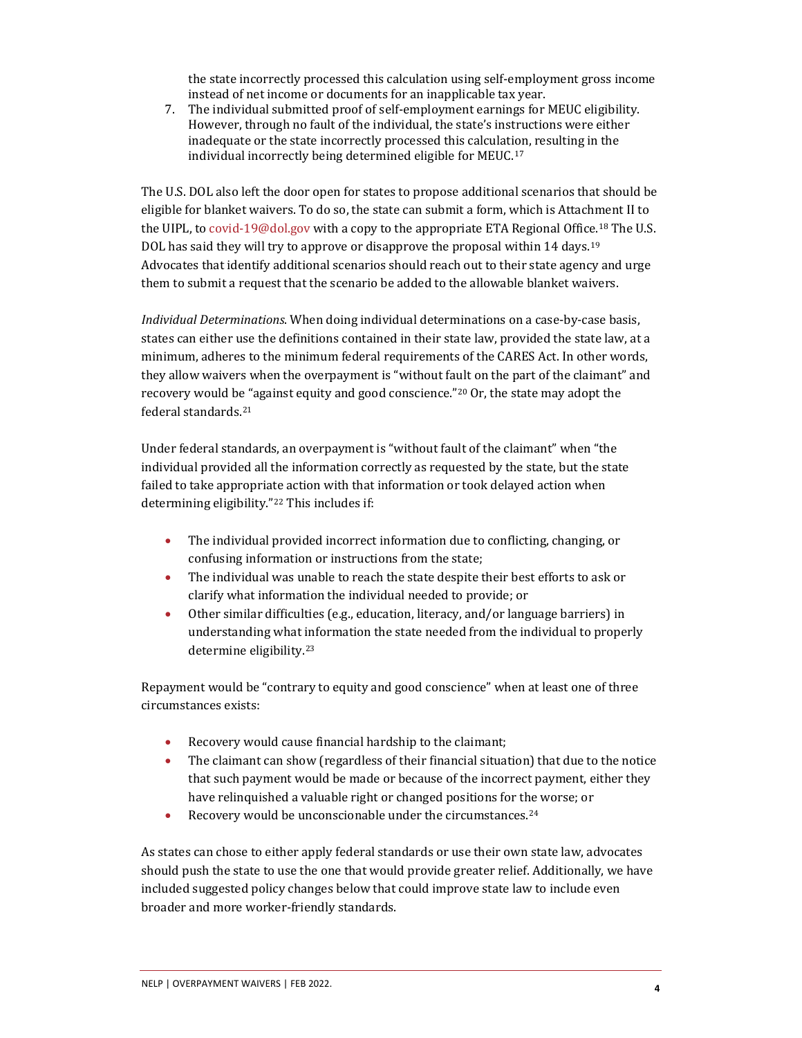the state incorrectly processed this calculation using self-employment gross income instead of net income or documents for an inapplicable tax year.

7. The individual submitted proof of self-employment earnings for MEUC eligibility. However, through no fault of the individual, the state's instructions were either inadequate or the state incorrectly processed this calculation, resulting in the individual incorrectly being determined eligible for MEUC.[17]

The U.S. DOL also left the door open for states to propose additional scenarios that should be eligible for blanket waivers. To do so, the state can submit a form, which is Attachment II to the UIPL, to covid-19@dol.gov with a copy to the appropriate ETA Regional Office.[18] The U.S. DOL has said they will try to approve or disapprove the proposal within 14 days.[19] Advocates that identify additional scenarios should reach out to their state agency and urge them to submit a request that the scenario be added to the allowable blanket waivers.

*Individual Determinations*. When doing individual determinations on a case-by-case basis, states can either use the definitions contained in their state law, provided the state law, at a minimum, adheres to the minimum federal requirements of the CARES Act. In other words, they allow waivers when the overpayment is "without fault on the part of the claimant" and recovery would be "against equity and good conscience."[20] Or, the state may adopt the federal standards.[21]

Under federal standards, an overpayment is "without fault of the claimant" when "the individual provided all the information correctly as requested by the state, but the state failed to take appropriate action with that information or took delayed action when determining eligibility."[22] This includes if:

- The individual provided incorrect information due to conflicting, changing, or confusing information or instructions from the state;
- The individual was unable to reach the state despite their best efforts to ask or clarify what information the individual needed to provide; or
- Other similar difficulties (e.g., education, literacy, and/or language barriers) in understanding what information the state needed from the individual to properly determine eligibility.[23]

Repayment would be "contrary to equity and good conscience" when at least one of three circumstances exists:

- Recovery would cause financial hardship to the claimant;
- The claimant can show (regardless of their financial situation) that due to the notice that such payment would be made or because of the incorrect payment, either they have relinquished a valuable right or changed positions for the worse; or
- Recovery would be unconscionable under the circumstances.[24]

As states can chose to either apply federal standards or use their own state law, advocates should push the state to use the one that would provide greater relief. Additionally, we have included suggested policy changes below that could improve state law to include even broader and more worker-friendly standards.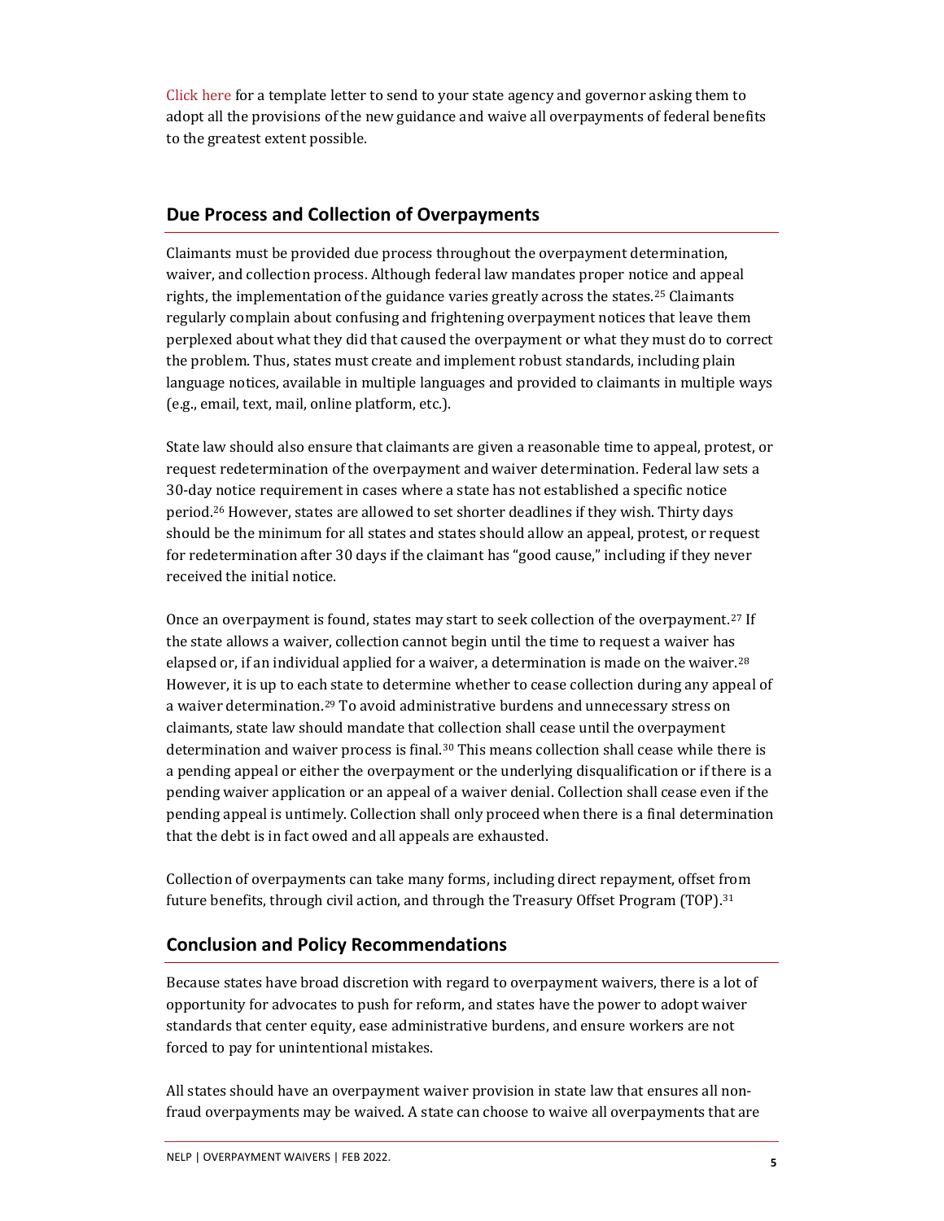Click here for a template letter to send to your state agency and governor asking them to adopt all the provisions of the new guidance and waive all overpayments of federal benefits to the greatest extent possible.

## Due Process and Collection of Overpayments

Claimants must be provided due process throughout the overpayment determination, waiver, and collection process. Although federal law mandates proper notice and appeal rights, the implementation of the guidance varies greatly across the states.[25] Claimants regularly complain about confusing and frightening overpayment notices that leave them perplexed about what they did that caused the overpayment or what they must do to correct the problem. Thus, states must create and implement robust standards, including plain language notices, available in multiple languages and provided to claimants in multiple ways (e.g., email, text, mail, online platform, etc.).

State law should also ensure that claimants are given a reasonable time to appeal, protest, or request redetermination of the overpayment and waiver determination. Federal law sets a 30-day notice requirement in cases where a state has not established a specific notice period.[26] However, states are allowed to set shorter deadlines if they wish. Thirty days should be the minimum for all states and states should allow an appeal, protest, or request for redetermination after 30 days if the claimant has "good cause," including if they never received the initial notice.

Once an overpayment is found, states may start to seek collection of the overpayment.[27] If the state allows a waiver, collection cannot begin until the time to request a waiver has elapsed or, if an individual applied for a waiver, a determination is made on the waiver.[28] However, it is up to each state to determine whether to cease collection during any appeal of a waiver determination.[29] To avoid administrative burdens and unnecessary stress on claimants, state law should mandate that collection shall cease until the overpayment determination and waiver process is final.[30] This means collection shall cease while there is a pending appeal or either the overpayment or the underlying disqualification or if there is a pending waiver application or an appeal of a waiver denial. Collection shall cease even if the pending appeal is untimely. Collection shall only proceed when there is a final determination that the debt is in fact owed and all appeals are exhausted.

Collection of overpayments can take many forms, including direct repayment, offset from future benefits, through civil action, and through the Treasury Offset Program (TOP).[31]

## Conclusion and Policy Recommendations

Because states have broad discretion with regard to overpayment waivers, there is a lot of opportunity for advocates to push for reform, and states have the power to adopt waiver standards that center equity, ease administrative burdens, and ensure workers are not forced to pay for unintentional mistakes.

All states should have an overpayment waiver provision in state law that ensures all non-fraud overpayments may be waived. A state can choose to waive all overpayments that are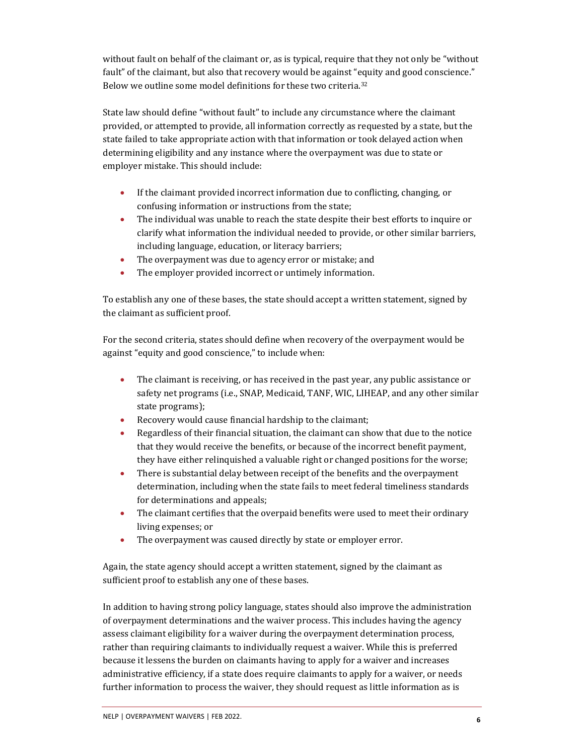without fault on behalf of the claimant or, as is typical, require that they not only be "without fault" of the claimant, but also that recovery would be against "equity and good conscience." Below we outline some model definitions for these two criteria.[32]

State law should define "without fault" to include any circumstance where the claimant provided, or attempted to provide, all information correctly as requested by a state, but the state failed to take appropriate action with that information or took delayed action when determining eligibility and any instance where the overpayment was due to state or employer mistake. This should include:

- If the claimant provided incorrect information due to conflicting, changing, or confusing information or instructions from the state;
- The individual was unable to reach the state despite their best efforts to inquire or clarify what information the individual needed to provide, or other similar barriers, including language, education, or literacy barriers;
- The overpayment was due to agency error or mistake; and
- The employer provided incorrect or untimely information.

To establish any one of these bases, the state should accept a written statement, signed by the claimant as sufficient proof.

For the second criteria, states should define when recovery of the overpayment would be against "equity and good conscience," to include when:

- The claimant is receiving, or has received in the past year, any public assistance or safety net programs (i.e., SNAP, Medicaid, TANF, WIC, LIHEAP, and any other similar state programs);
- Recovery would cause financial hardship to the claimant;
- Regardless of their financial situation, the claimant can show that due to the notice that they would receive the benefits, or because of the incorrect benefit payment, they have either relinquished a valuable right or changed positions for the worse;
- There is substantial delay between receipt of the benefits and the overpayment determination, including when the state fails to meet federal timeliness standards for determinations and appeals;
- The claimant certifies that the overpaid benefits were used to meet their ordinary living expenses; or
- The overpayment was caused directly by state or employer error.

Again, the state agency should accept a written statement, signed by the claimant as sufficient proof to establish any one of these bases.

In addition to having strong policy language, states should also improve the administration of overpayment determinations and the waiver process. This includes having the agency assess claimant eligibility for a waiver during the overpayment determination process, rather than requiring claimants to individually request a waiver. While this is preferred because it lessens the burden on claimants having to apply for a waiver and increases administrative efficiency, if a state does require claimants to apply for a waiver, or needs further information to process the waiver, they should request as little information as is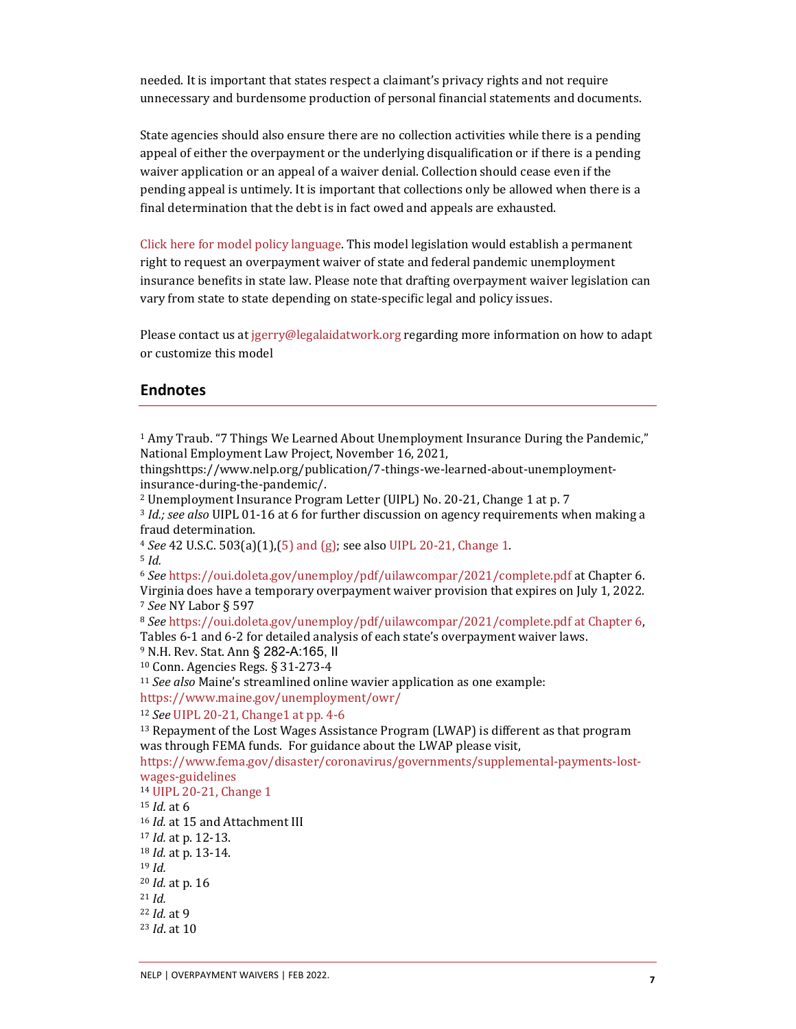needed. It is important that states respect a claimant's privacy rights and not require unnecessary and burdensome production of personal financial statements and documents.

State agencies should also ensure there are no collection activities while there is a pending appeal of either the overpayment or the underlying disqualification or if there is a pending waiver application or an appeal of a waiver denial. Collection should cease even if the pending appeal is untimely. It is important that collections only be allowed when there is a final determination that the debt is in fact owed and appeals are exhausted.

Click here for model policy language. This model legislation would establish a permanent right to request an overpayment waiver of state and federal pandemic unemployment insurance benefits in state law. Please note that drafting overpayment waiver legislation can vary from state to state depending on state-specific legal and policy issues.

Please contact us at jgerry@legalaidatwork.org regarding more information on how to adapt or customize this model

## Endnotes

[1] Amy Traub. "7 Things We Learned About Unemployment Insurance During the Pandemic," National Employment Law Project, November 16, 2021, thingshttps://www.nelp.org/publication/7-things-we-learned-about-unemployment-insurance-during-the-pandemic/.
[2] Unemployment Insurance Program Letter (UIPL) No. 20-21, Change 1 at p. 7
[3] *Id.; see also* UIPL 01-16 at 6 for further discussion on agency requirements when making a fraud determination.
[4] *See* 42 U.S.C. 503(a)(1),(5) and (g); see also UIPL 20-21, Change 1.
[5] *Id.*
[6] *See* https://oui.doleta.gov/unemploy/pdf/uilawcompar/2021/complete.pdf at Chapter 6. Virginia does have a temporary overpayment waiver provision that expires on July 1, 2022.
[7] *See* NY Labor § 597
[8] *See* https://oui.doleta.gov/unemploy/pdf/uilawcompar/2021/complete.pdf at Chapter 6, Tables 6-1 and 6-2 for detailed analysis of each state's overpayment waiver laws.
[9] N.H. Rev. Stat. Ann § 282-A:165, II
[10] Conn. Agencies Regs. § 31-273-4
[11] *See also* Maine's streamlined online wavier application as one example: https://www.maine.gov/unemployment/owr/
[12] *See* UIPL 20-21, Change1 at pp. 4-6
[13] Repayment of the Lost Wages Assistance Program (LWAP) is different as that program was through FEMA funds. For guidance about the LWAP please visit, https://www.fema.gov/disaster/coronavirus/governments/supplemental-payments-lost-wages-guidelines
[14] UIPL 20-21, Change 1
[15] *Id.* at 6
[16] *Id.* at 15 and Attachment III
[17] *Id.* at p. 12-13.
[18] *Id.* at p. 13-14.
[19] *Id.*
[20] *Id.* at p. 16
[21] *Id.*
[22] *Id.* at 9
[23] *Id*. at 10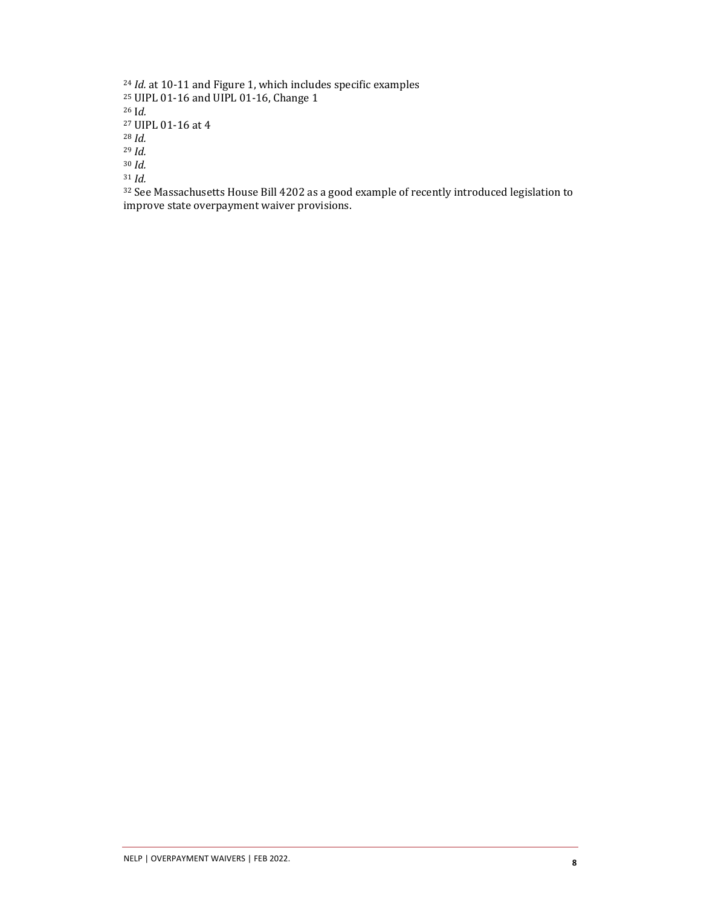[24] *Id.* at 10-11 and Figure 1, which includes specific examples
[25] UIPL 01-16 and UIPL 01-16, Change 1
[26] I*d.*
[27] UIPL 01-16 at 4
[28] *Id.*
[29] *Id.*
[30] *Id.*
[31] *Id.*
[32] See Massachusetts House Bill 4202 as a good example of recently introduced legislation to improve state overpayment waiver provisions.